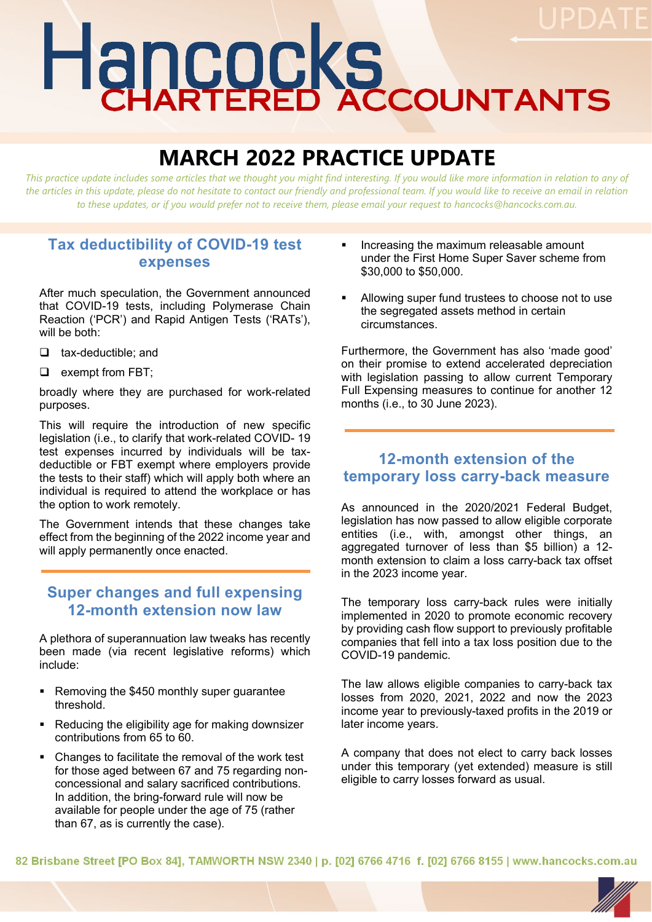# Hancocks CHARTERED ACCOUNTANTS

UPDATE

# MARCH 2022 PRACTICE UPDATE

*This practice update includes some articles that we thought you might find interesting. If you would like more information in relation to any of the articles in this update, please do not hesitate to contact our friendly and professional team. If you would like to receive an email in relation to these updates, or if you would prefer not to receive them, please email your request to hancocks@hancocks.com.au.*

## Tax deductibility of COVID-19 test expenses

After much speculation, the Government announced that COVID-19 tests, including Polymerase Chain Reaction ('PCR') and Rapid Antigen Tests ('RATs'), will be both:

- tax-deductible; and
- exempt from FBT;

broadly where they are purchased for work-related purposes.

This will require the introduction of new specific legislation (i.e., to clarify that work-related COVID- 19 test expenses incurred by individuals will be tax-deductible or FBT exempt where employers provide the tests to their staff) which will apply both where an individual is required to attend the workplace or has the option to work remotely.

The Government intends that these changes take effect from the beginning of the 2022 income year and will apply permanently once enacted.

## Super changes and full expensing 12-month extension now law

A plethora of superannuation law tweaks has recently been made (via recent legislative reforms) which include:

- Removing the $450 monthly super guarantee threshold.
- Reducing the eligibility age for making downsizer contributions from 65 to 60.
- Changes to facilitate the removal of the work test for those aged between 67 and 75 regarding non-concessional and salary sacrificed contributions. In addition, the bring-forward rule will now be available for people under the age of 75 (rather than 67, as is currently the case).
- Increasing the maximum releasable amount under the First Home Super Saver scheme from $30,000 to $50,000.
- Allowing super fund trustees to choose not to use the segregated assets method in certain circumstances.

Furthermore, the Government has also 'made good' on their promise to extend accelerated depreciation with legislation passing to allow current Temporary Full Expensing measures to continue for another 12 months (i.e., to 30 June 2023).

## 12-month extension of the temporary loss carry-back measure

As announced in the 2020/2021 Federal Budget, legislation has now passed to allow eligible corporate entities (i.e., with, amongst other things, an aggregated turnover of less than $5 billion) a 12-month extension to claim a loss carry-back tax offset in the 2023 income year.

The temporary loss carry-back rules were initially implemented in 2020 to promote economic recovery by providing cash flow support to previously profitable companies that fell into a tax loss position due to the COVID-19 pandemic.

The law allows eligible companies to carry-back tax losses from 2020, 2021, 2022 and now the 2023 income year to previously-taxed profits in the 2019 or later income years.

A company that does not elect to carry back losses under this temporary (yet extended) measure is still eligible to carry losses forward as usual.

82 Brisbane Street [PO Box 84], TAMWORTH NSW 2340 | p. [02] 6766 4716 f. [02] 6766 8155 | www.hancocks.com.au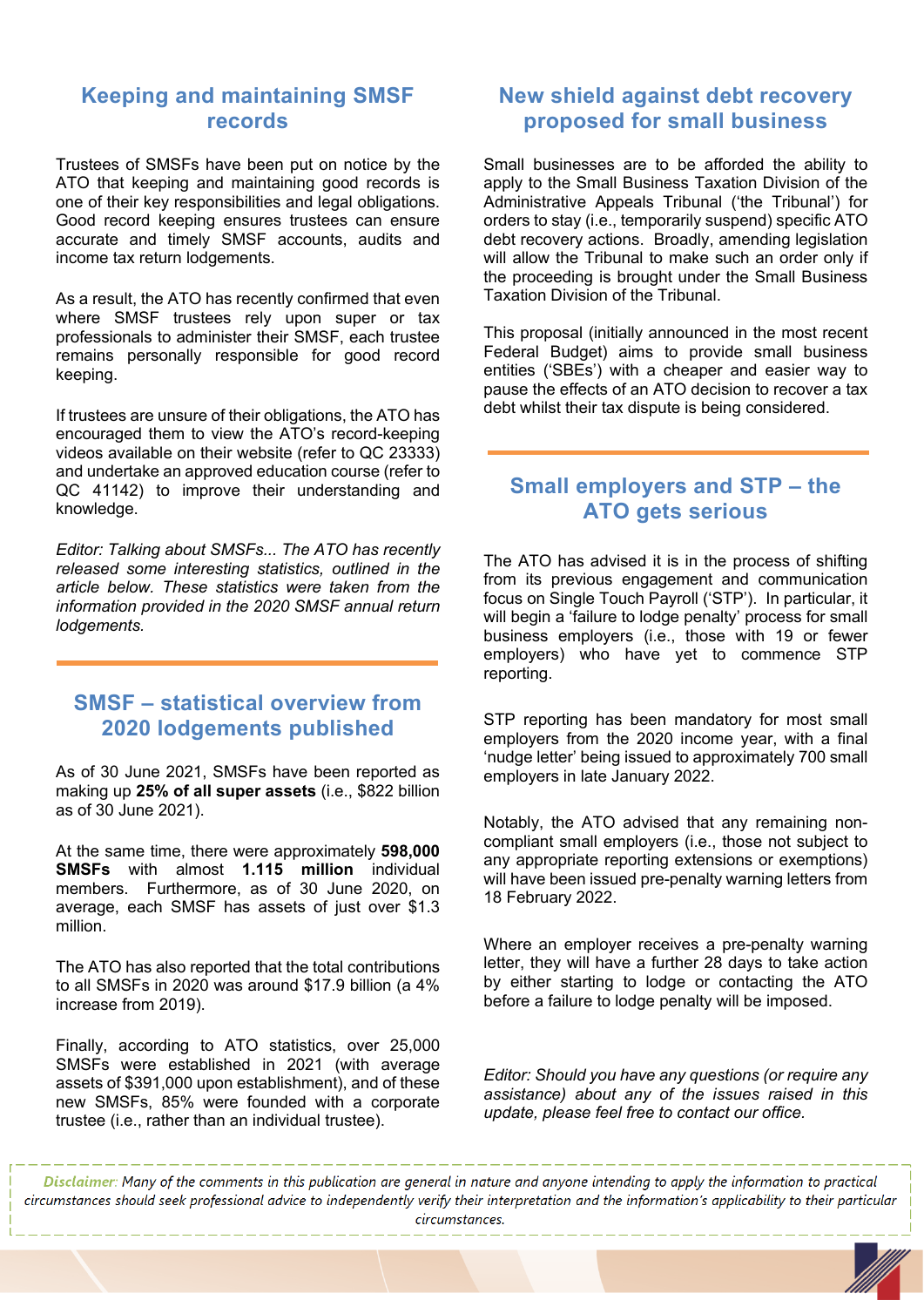## Keeping and maintaining SMSF records

Trustees of SMSFs have been put on notice by the ATO that keeping and maintaining good records is one of their key responsibilities and legal obligations. Good record keeping ensures trustees can ensure accurate and timely SMSF accounts, audits and income tax return lodgements.

As a result, the ATO has recently confirmed that even where SMSF trustees rely upon super or tax professionals to administer their SMSF, each trustee remains personally responsible for good record keeping.

If trustees are unsure of their obligations, the ATO has encouraged them to view the ATO's record-keeping videos available on their website (refer to QC 23333) and undertake an approved education course (refer to QC 41142) to improve their understanding and knowledge.

*Editor: Talking about SMSFs... The ATO has recently released some interesting statistics, outlined in the article below. These statistics were taken from the information provided in the 2020 SMSF annual return lodgements.*

## SMSF – statistical overview from 2020 lodgements published

As of 30 June 2021, SMSFs have been reported as making up **25% of all super assets** (i.e., $822 billion as of 30 June 2021).

At the same time, there were approximately **598,000 SMSFs** with almost **1.115 million** individual members. Furthermore, as of 30 June 2020, on average, each SMSF has assets of just over $1.3 million.

The ATO has also reported that the total contributions to all SMSFs in 2020 was around $17.9 billion (a 4% increase from 2019).

Finally, according to ATO statistics, over 25,000 SMSFs were established in 2021 (with average assets of $391,000 upon establishment), and of these new SMSFs, 85% were founded with a corporate trustee (i.e., rather than an individual trustee).

## New shield against debt recovery proposed for small business

Small businesses are to be afforded the ability to apply to the Small Business Taxation Division of the Administrative Appeals Tribunal ('the Tribunal') for orders to stay (i.e., temporarily suspend) specific ATO debt recovery actions. Broadly, amending legislation will allow the Tribunal to make such an order only if the proceeding is brought under the Small Business Taxation Division of the Tribunal.

This proposal (initially announced in the most recent Federal Budget) aims to provide small business entities ('SBEs') with a cheaper and easier way to pause the effects of an ATO decision to recover a tax debt whilst their tax dispute is being considered.

## Small employers and STP – the ATO gets serious

The ATO has advised it is in the process of shifting from its previous engagement and communication focus on Single Touch Payroll ('STP'). In particular, it will begin a 'failure to lodge penalty' process for small business employers (i.e., those with 19 or fewer employers) who have yet to commence STP reporting.

STP reporting has been mandatory for most small employers from the 2020 income year, with a final 'nudge letter' being issued to approximately 700 small employers in late January 2022.

Notably, the ATO advised that any remaining non-compliant small employers (i.e., those not subject to any appropriate reporting extensions or exemptions) will have been issued pre-penalty warning letters from 18 February 2022.

Where an employer receives a pre-penalty warning letter, they will have a further 28 days to take action by either starting to lodge or contacting the ATO before a failure to lodge penalty will be imposed.

*Editor: Should you have any questions (or require any assistance) about any of the issues raised in this update, please feel free to contact our office.*

*Disclaimer: Many of the comments in this publication are general in nature and anyone intending to apply the information to practical circumstances should seek professional advice to independently verify their interpretation and the information's applicability to their particular circumstances.*